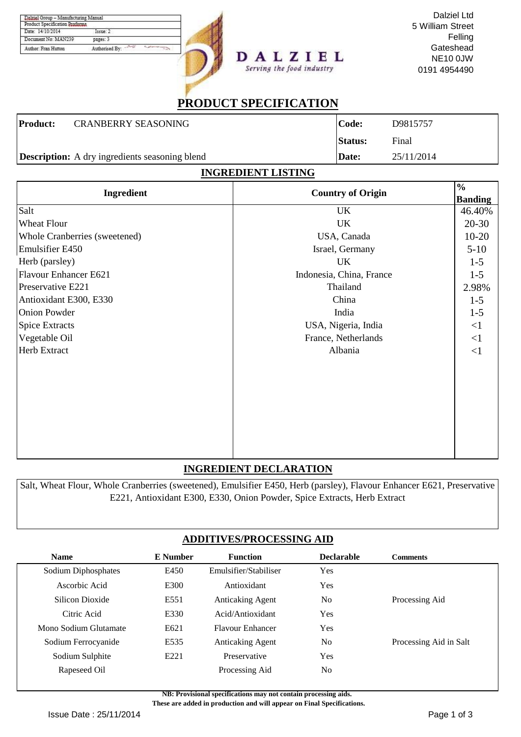| Dalziel Group – Manufacturing Manual | |
| --- | --- |
| Product Specification Proforma | |
| Date: 14/10/2014 | Issue: 2 |
| Document No: MAN239 | pages: 3 |
| Author: Fran Hutton | Authorised By: |

**DALZIEL**
*Serving the food industry*

Dalziel Ltd
5 William Street
Felling
Gateshead
NE10 0JW
0191 4954490

# PRODUCT SPECIFICATION

| | | | |
| --- | --- | --- | --- |
| **Product:** | CRANBERRY SEASONING | **Code:** | D9815757 |
| | | **Status:** | Final |
| **Description:** | A dry ingredients seasoning blend | **Date:** | 25/11/2014 |

## INGREDIENT LISTING

| Ingredient | Country of Origin | % Banding |
| --- | --- | --- |
| Salt | UK | 46.40% |
| Wheat Flour | UK | 20-30 |
| Whole Cranberries (sweetened) | USA, Canada | 10-20 |
| Emulsifier E450 | Israel, Germany | 5-10 |
| Herb (parsley) | UK | 1-5 |
| Flavour Enhancer E621 | Indonesia, China, France | 1-5 |
| Preservative E221 | Thailand | 2.98% |
| Antioxidant E300, E330 | China | 1-5 |
| Onion Powder | India | 1-5 |
| Spice Extracts | USA, Nigeria, India | <1 |
| Vegetable Oil | France, Netherlands | <1 |
| Herb Extract | Albania | <1 |

## INGREDIENT DECLARATION

Salt, Wheat Flour, Whole Cranberries (sweetened), Emulsifier E450, Herb (parsley), Flavour Enhancer E621, Preservative E221, Antioxidant E300, E330, Onion Powder, Spice Extracts, Herb Extract

## ADDITIVES/PROCESSING AID

| Name | E Number | Function | Declarable | Comments |
| --- | --- | --- | --- | --- |
| Sodium Diphosphates | E450 | Emulsifier/Stabiliser | Yes | |
| Ascorbic Acid | E300 | Antioxidant | Yes | |
| Silicon Dioxide | E551 | Anticaking Agent | No | Processing Aid |
| Citric Acid | E330 | Acid/Antioxidant | Yes | |
| Mono Sodium Glutamate | E621 | Flavour Enhancer | Yes | |
| Sodium Ferrocyanide | E535 | Anticaking Agent | No | Processing Aid in Salt |
| Sodium Sulphite | E221 | Preservative | Yes | |
| Rapeseed Oil | | Processing Aid | No | |

**NB: Provisional specifications may not contain processing aids.**
**These are added in production and will appear on Final Specifications.**

Issue Date : 25/11/2014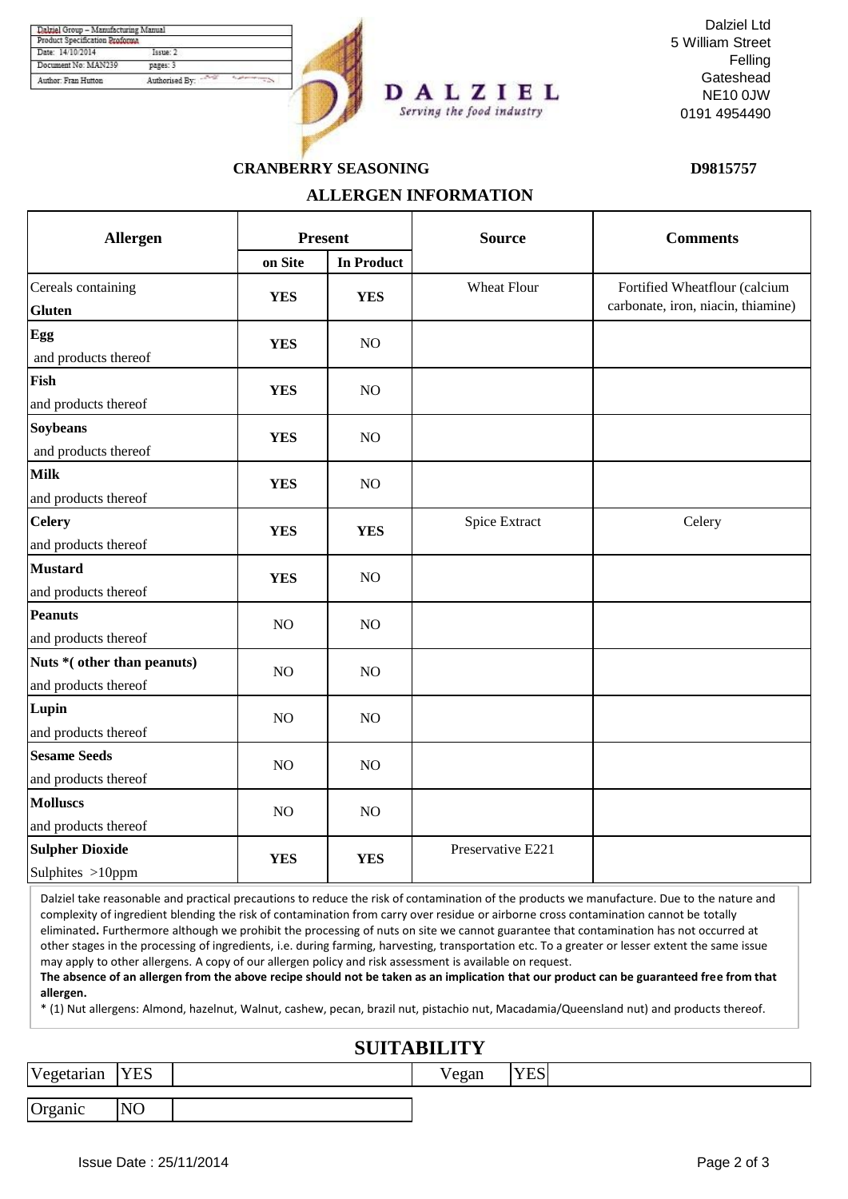| Dalziel Group – Manufacturing Manual | |
|---|---|
| Product Specification Proforma | |
| Date: 14/10/2014 | Issue: 2 |
| Document No: MAN239 | pages: 3 |
| Author: Fran Hutton | Authorised By: |

**DALZIEL**
*Serving the food industry*

Dalziel Ltd
5 William Street
Felling
Gateshead
NE10 0JW
0191 4954490

## CRANBERRY SEASONING D9815757

## ALLERGEN INFORMATION

| Allergen | Present | | Source | Comments |
|---|---|---|---|---|
| | on Site | In Product | | |
| Cereals containing **Gluten** | **YES** | **YES** | Wheat Flour | Fortified Wheatflour (calcium carbonate, iron, niacin, thiamine) |
| **Egg** and products thereof | **YES** | NO | | |
| **Fish** and products thereof | **YES** | NO | | |
| **Soybeans** and products thereof | **YES** | NO | | |
| **Milk** and products thereof | **YES** | NO | | |
| **Celery** and products thereof | **YES** | **YES** | Spice Extract | Celery |
| **Mustard** and products thereof | **YES** | NO | | |
| **Peanuts** and products thereof | NO | NO | | |
| **Nuts *( other than peanuts)** and products thereof | NO | NO | | |
| **Lupin** and products thereof | NO | NO | | |
| **Sesame Seeds** and products thereof | NO | NO | | |
| **Molluscs** and products thereof | NO | NO | | |
| **Sulpher Dioxide** Sulphites >10ppm | **YES** | **YES** | Preservative E221 | |

Dalziel take reasonable and practical precautions to reduce the risk of contamination of the products we manufacture. Due to the nature and complexity of ingredient blending the risk of contamination from carry over residue or airborne cross contamination cannot be totally eliminated**.** Furthermore although we prohibit the processing of nuts on site we cannot guarantee that contamination has not occurred at other stages in the processing of ingredients, i.e. during farming, harvesting, transportation etc. To a greater or lesser extent the same issue may apply to other allergens. A copy of our allergen policy and risk assessment is available on request.

**The absence of an allergen from the above recipe should not be taken as an implication that our product can be guaranteed free from that allergen.**

* (1) Nut allergens: Almond, hazelnut, Walnut, cashew, pecan, brazil nut, pistachio nut, Macadamia/Queensland nut) and products thereof.

## SUITABILITY

| Vegetarian | YES | | Vegan | YES | |
|---|---|---|---|---|---|
| Organic | NO | | | | |

Issue Date : 25/11/2014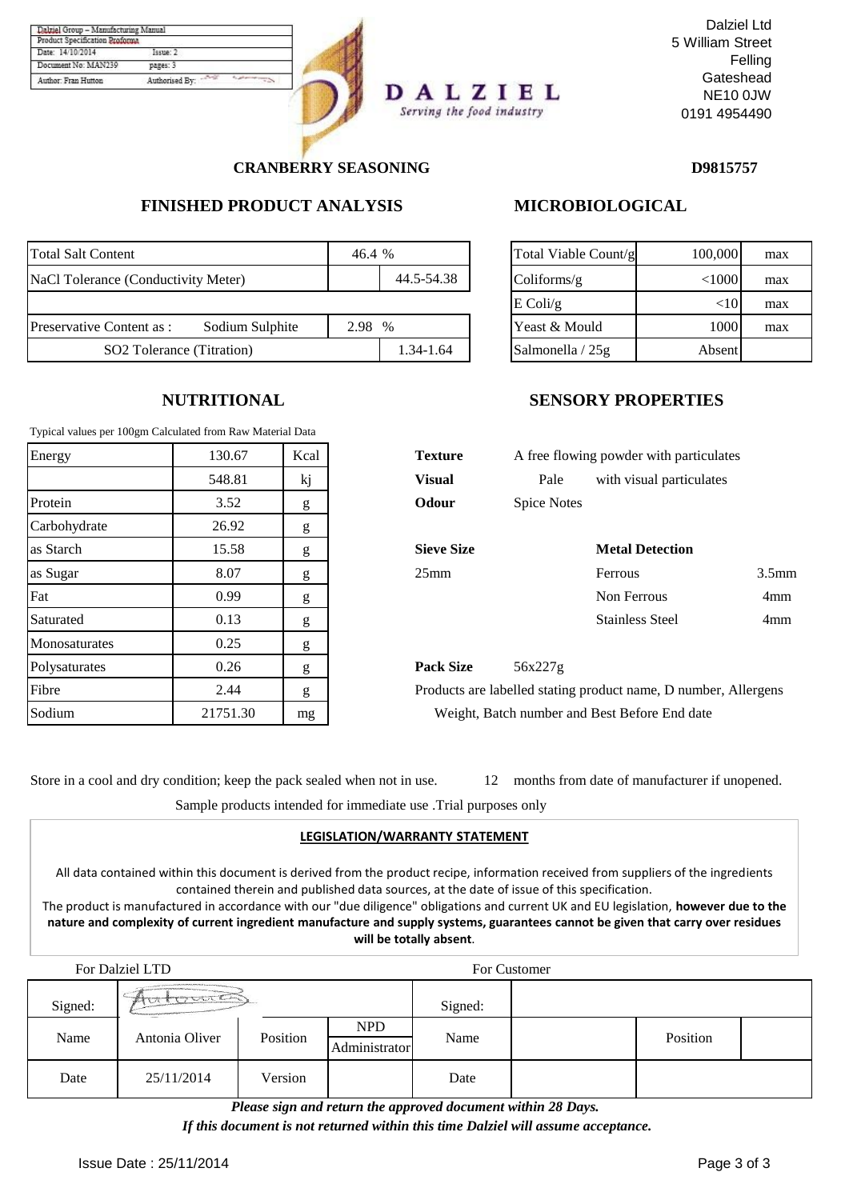| | |
|---|---|
| Dalziel Group – Manufacturing Manual | |
| Product Specification Proforma | |
| Date: 14/10/2014 | Issue: 2 |
| Document No: MAN239 | pages: 3 |
| Author: Fran Hutton | Authorised By: |

DALZIEL
Serving the food industry

Dalziel Ltd
5 William Street
Felling
Gateshead
NE10 0JW
0191 4954490

## CRANBERRY SEASONING

**D9815757**

### FINISHED PRODUCT ANALYSIS

| | | |
|---|---|---|
| Total Salt Content | 46.4 % | |
| NaCl Tolerance (Conductivity Meter) | | 44.5-54.38 |
| | | |
| Preservative Content as : Sodium Sulphite | 2.98 % | |
| SO2 Tolerance (Titration) | | 1.34-1.64 |

### MICROBIOLOGICAL

| | | |
|---|---|---|
| Total Viable Count/g | 100,000 | max |
| Coliforms/g | <1000 | max |
| E Coli/g | <10 | max |
| Yeast & Mould | 1000 | max |
| Salmonella / 25g | Absent | |

### NUTRITIONAL

Typical values per 100gm Calculated from Raw Material Data

| | | |
|---|---|---|
| Energy | 130.67 | Kcal |
| | 548.81 | kj |
| Protein | 3.52 | g |
| Carbohydrate | 26.92 | g |
| as Starch | 15.58 | g |
| as Sugar | 8.07 | g |
| Fat | 0.99 | g |
| Saturated | 0.13 | g |
| Monosaturates | 0.25 | g |
| Polysaturates | 0.26 | g |
| Fibre | 2.44 | g |
| Sodium | 21751.30 | mg |

### SENSORY PROPERTIES

**Texture** A free flowing powder with particulates

**Visual** Pale with visual particulates

**Odour** Spice Notes

**Sieve Size** 25mm

**Metal Detection**

| | |
|---|---|
| Ferrous | 3.5mm |
| Non Ferrous | 4mm |
| Stainless Steel | 4mm |

**Pack Size** 56x227g

Products are labelled stating product name, D number, Allergens Weight, Batch number and Best Before End date

Store in a cool and dry condition; keep the pack sealed when not in use. 12 months from date of manufacturer if unopened.

Sample products intended for immediate use .Trial purposes only

**LEGISLATION/WARRANTY STATEMENT**

All data contained within this document is derived from the product recipe, information received from suppliers of the ingredients contained therein and published data sources, at the date of issue of this specification.
The product is manufactured in accordance with our "due diligence" obligations and current UK and EU legislation, **however due to the nature and complexity of current ingredient manufacture and supply systems, guarantees cannot be given that carry over residues will be totally absent**.

| For Dalziel LTD | | | | For Customer | | | |
|---|---|---|---|---|---|---|---|
| Signed: | | | | Signed: | | | |
| Name | Antonia Oliver | Position | NPD Administrator | Name | | Position | |
| Date | 25/11/2014 | Version | | Date | | | |

***Please sign and return the approved document within 28 Days.***

***If this document is not returned within this time Dalziel will assume acceptance.***

Issue Date : 25/11/2014